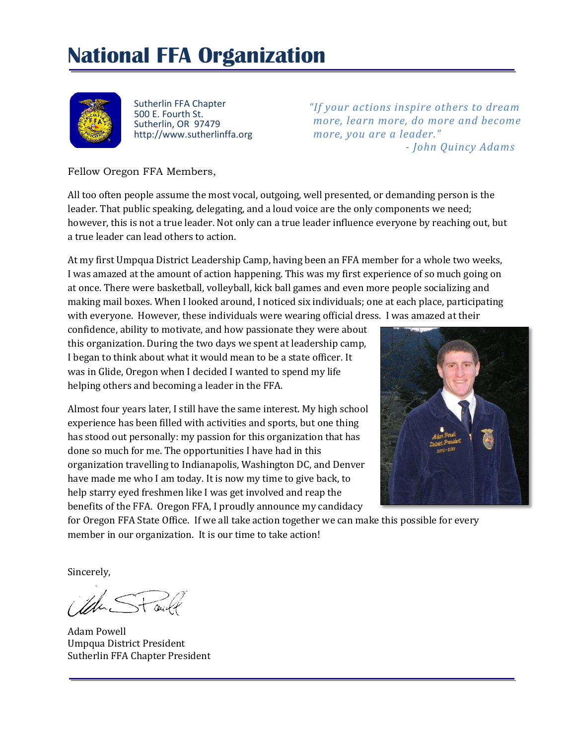# National FFA Organization

Sutherlin FFA Chapter
500 E. Fourth St.
Sutherlin, OR 97479
http://www.sutherlinffa.org

*"If your actions inspire others to dream more, learn more, do more and become more, you are a leader."*
*- John Quincy Adams*

Fellow Oregon FFA Members,

All too often people assume the most vocal, outgoing, well presented, or demanding person is the leader. That public speaking, delegating, and a loud voice are the only components we need; however, this is not a true leader. Not only can a true leader influence everyone by reaching out, but a true leader can lead others to action.

At my first Umpqua District Leadership Camp, having been an FFA member for a whole two weeks, I was amazed at the amount of action happening. This was my first experience of so much going on at once. There were basketball, volleyball, kick ball games and even more people socializing and making mail boxes. When I looked around, I noticed six individuals; one at each place, participating with everyone. However, these individuals were wearing official dress. I was amazed at their confidence, ability to motivate, and how passionate they were about this organization. During the two days we spent at leadership camp, I began to think about what it would mean to be a state officer. It was in Glide, Oregon when I decided I wanted to spend my life helping others and becoming a leader in the FFA.

Almost four years later, I still have the same interest. My high school experience has been filled with activities and sports, but one thing has stood out personally: my passion for this organization that has done so much for me. The opportunities I have had in this organization travelling to Indianapolis, Washington DC, and Denver have made me who I am today. It is now my time to give back, to help starry eyed freshmen like I was get involved and reap the benefits of the FFA. Oregon FFA, I proudly announce my candidacy for Oregon FFA State Office. If we all take action together we can make this possible for every member in our organization. It is our time to take action!

Sincerely,

Adam Powell
Umpqua District President
Sutherlin FFA Chapter President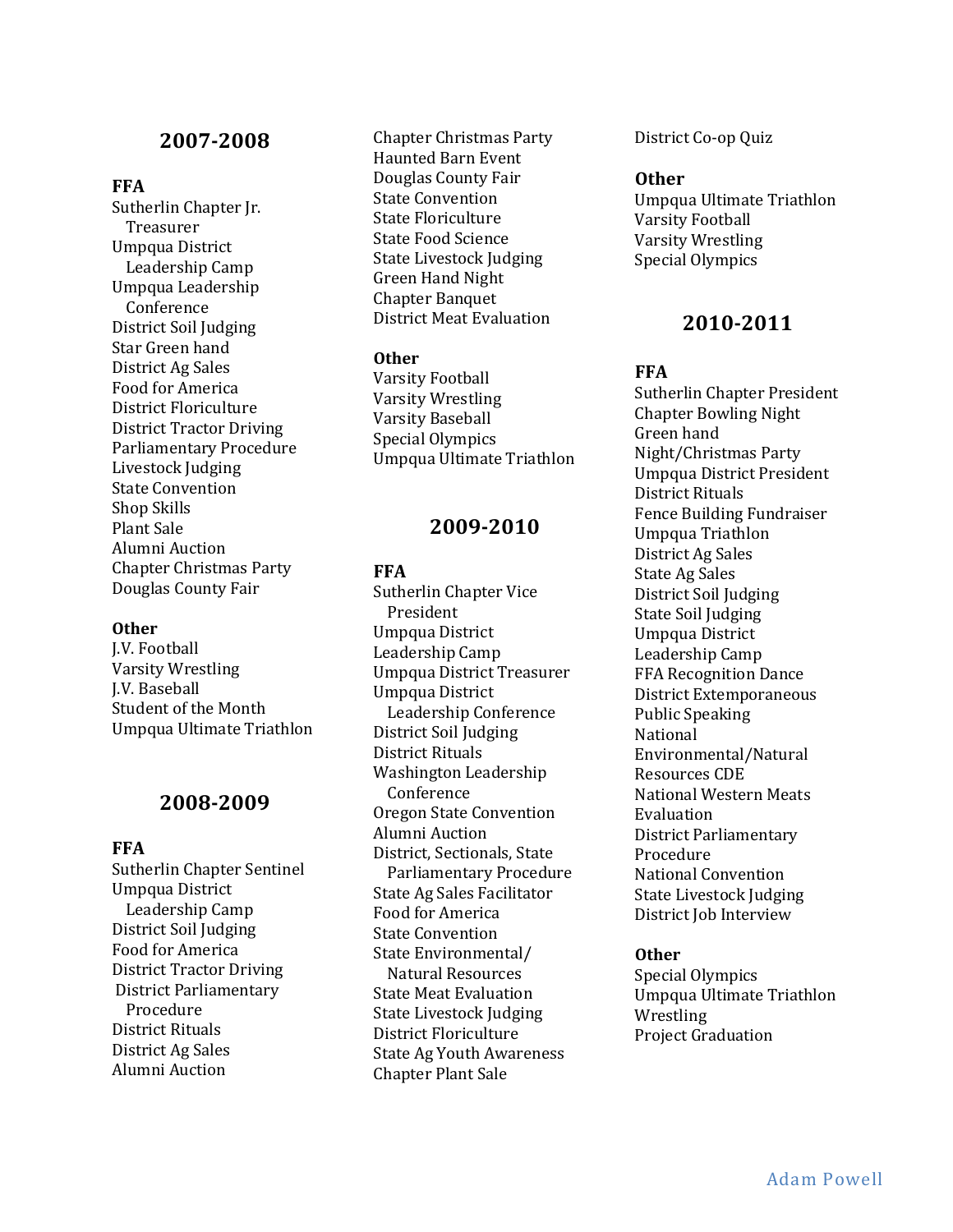## 2007-2008

**FFA**

Sutherland Chapter Jr. Treasurer
Umpqua District Leadership Camp
Umpqua Leadership Conference
District Soil Judging
Star Green hand
District Ag Sales
Food for America
District Floriculture
District Tractor Driving
Parliamentary Procedure
Livestock Judging
State Convention
Shop Skills
Plant Sale
Alumni Auction
Chapter Christmas Party
Douglas County Fair

**Other**

J.V. Football
Varsity Wrestling
J.V. Baseball
Student of the Month
Umpqua Ultimate Triathlon

## 2008-2009

**FFA**

Sutherlin Chapter Sentinel
Umpqua District Leadership Camp
District Soil Judging
Food for America
District Tractor Driving
District Parliamentary Procedure
District Rituals
District Ag Sales
Alumni Auction
Chapter Christmas Party
Haunted Barn Event
Douglas County Fair
State Convention
State Floriculture
State Food Science
State Livestock Judging
Green Hand Night
Chapter Banquet
District Meat Evaluation

**Other**

Varsity Football
Varsity Wrestling
Varsity Baseball
Special Olympics
Umpqua Ultimate Triathlon

## 2009-2010

**FFA**

Sutherlin Chapter Vice President
Umpqua District Leadership Camp
Umpqua District Treasurer
Umpqua District Leadership Conference
District Soil Judging
District Rituals
Washington Leadership Conference
Oregon State Convention
Alumni Auction
District, Sectionals, State Parliamentary Procedure
State Ag Sales Facilitator
Food for America
State Convention
State Environmental/ Natural Resources
State Meat Evaluation
State Livestock Judging
District Floriculture
State Ag Youth Awareness
Chapter Plant Sale
District Co-op Quiz

**Other**

Umpqua Ultimate Triathlon
Varsity Football
Varsity Wrestling
Special Olympics

## 2010-2011

**FFA**

Sutherlin Chapter President
Chapter Bowling Night
Green hand Night/Christmas Party
Umpqua District President
District Rituals
Fence Building Fundraiser
Umpqua Triathlon
District Ag Sales
State Ag Sales
District Soil Judging
State Soil Judging
Umpqua District Leadership Camp
FFA Recognition Dance
District Extemporaneous Public Speaking
National Environmental/Natural Resources CDE
National Western Meats Evaluation
District Parliamentary Procedure
National Convention
State Livestock Judging
District Job Interview

**Other**

Special Olympics
Umpqua Ultimate Triathlon
Wrestling
Project Graduation